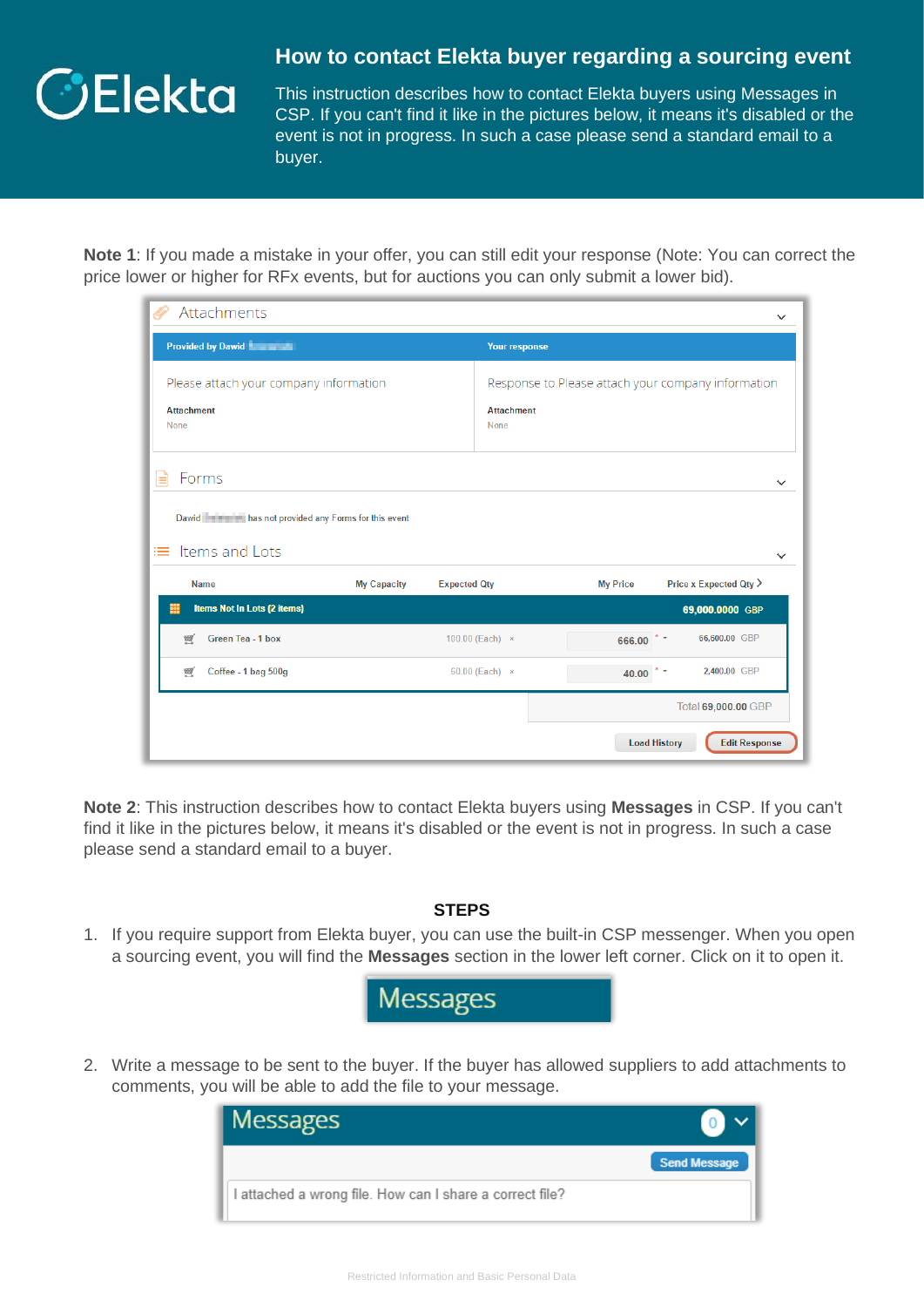# How to contact Elekta buyer regarding a sourcing event

This instruction describes how to contact Elekta buyers using Messages in CSP. If you can't find it like in the pictures below, it means it's disabled or the event is not in progress. In such a case please send a standard email to a buyer.

**Note 1**: If you made a mistake in your offer, you can still edit your response (Note: You can correct the price lower or higher for RFx events, but for auctions you can only submit a lower bid).

**Note 2**: This instruction describes how to contact Elekta buyers using **Messages** in CSP. If you can't find it like in the pictures below, it means it's disabled or the event is not in progress. In such a case please send a standard email to a buyer.

**STEPS**

1. If you require support from Elekta buyer, you can use the built-in CSP messenger. When you open a sourcing event, you will find the **Messages** section in the lower left corner. Click on it to open it.

2. Write a message to be sent to the buyer. If the buyer has allowed suppliers to add attachments to comments, you will be able to add the file to your message.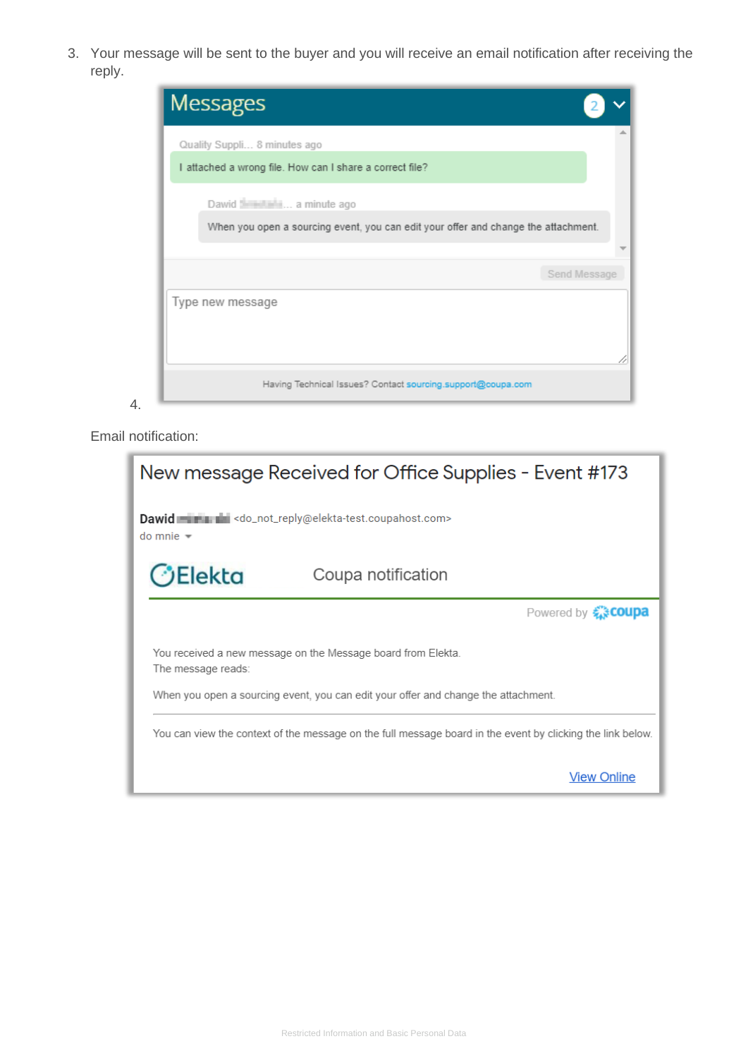3. Your message will be sent to the buyer and you will receive an email notification after receiving the reply.

4.

Email notification: